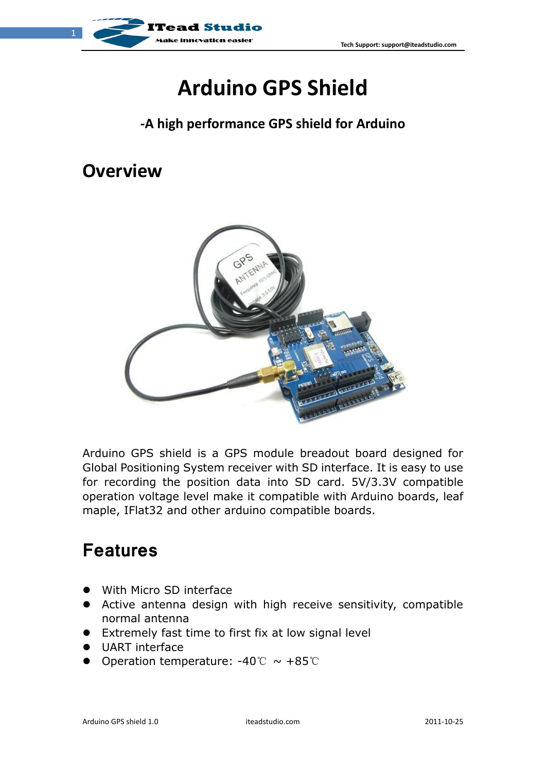# Arduino GPS Shield

**-A high performance GPS shield for Arduino**

## Overview

Arduino GPS shield is a GPS module breadout board designed for Global Positioning System receiver with SD interface. It is easy to use for recording the position data into SD card. 5V/3.3V compatible operation voltage level make it compatible with Arduino boards, leaf maple, IFlat32 and other arduino compatible boards.

## Features

- With Micro SD interface
- Active antenna design with high receive sensitivity, compatible normal antenna
- Extremely fast time to first fix at low signal level
- UART interface
- Operation temperature: -40℃ ~ +85℃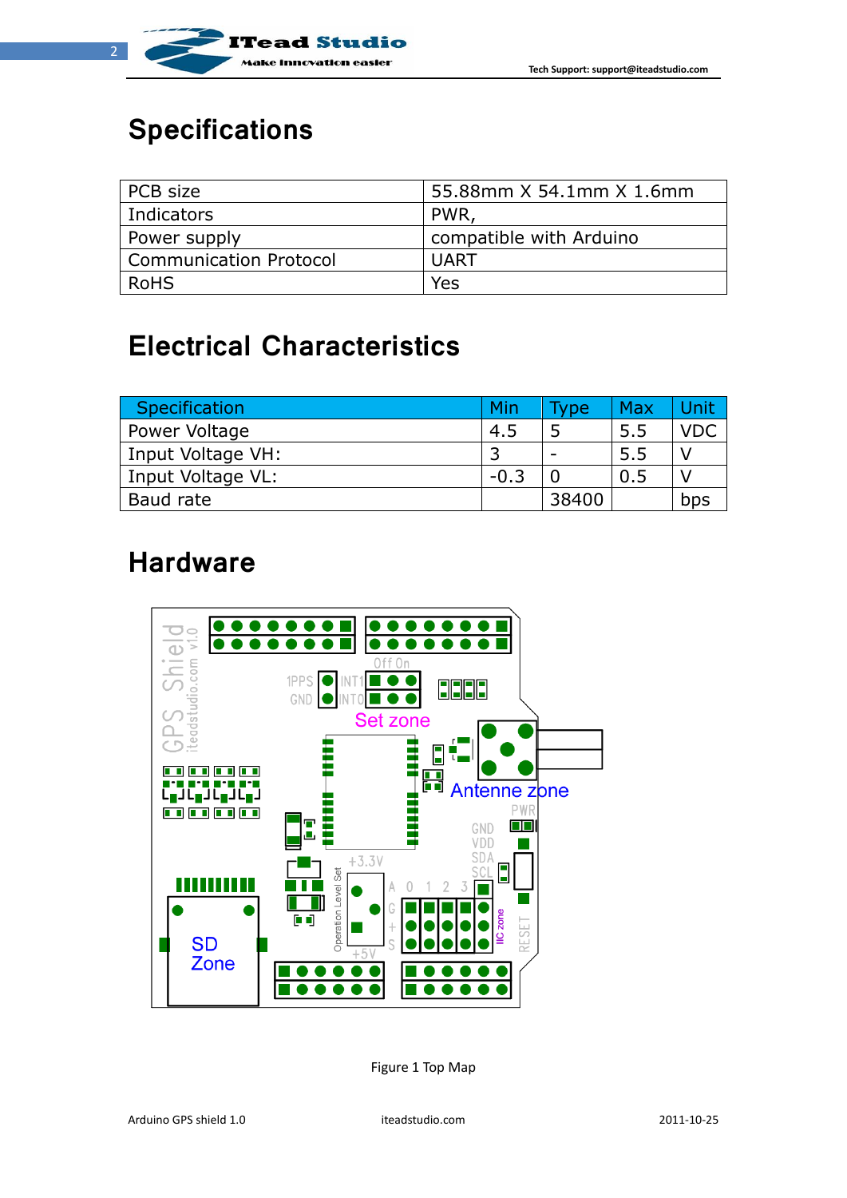# Specifications

| PCB size | 55.88mm X 54.1mm X 1.6mm |
|---|---|
| Indicators | PWR, |
| Power supply | compatible with Arduino |
| Communication Protocol | UART |
| RoHS | Yes |

# Electrical Characteristics

| Specification | Min | Type | Max | Unit |
|---|---|---|---|---|
| Power Voltage | 4.5 | 5 | 5.5 | VDC |
| Input Voltage VH: | 3 | - | 5.5 | V |
| Input Voltage VL: | -0.3 | 0 | 0.5 | V |
| Baud rate | | 38400 | | bps |

# Hardware

Figure 1 Top Map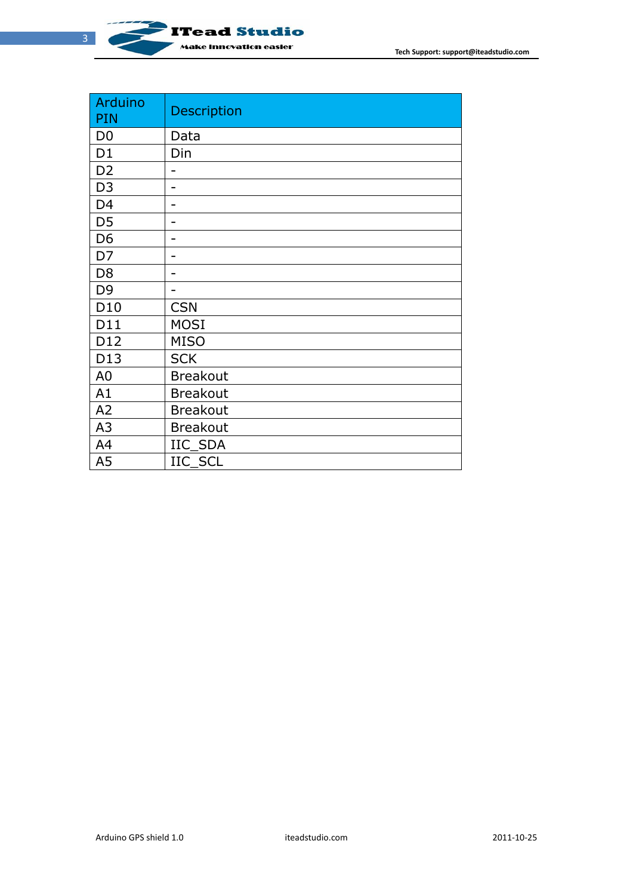| Arduino PIN | Description |
| --- | --- |
| D0 | Data |
| D1 | Din |
| D2 | - |
| D3 | - |
| D4 | - |
| D5 | - |
| D6 | - |
| D7 | - |
| D8 | - |
| D9 | - |
| D10 | CSN |
| D11 | MOSI |
| D12 | MISO |
| D13 | SCK |
| A0 | Breakout |
| A1 | Breakout |
| A2 | Breakout |
| A3 | Breakout |
| A4 | IIC_SDA |
| A5 | IIC_SCL |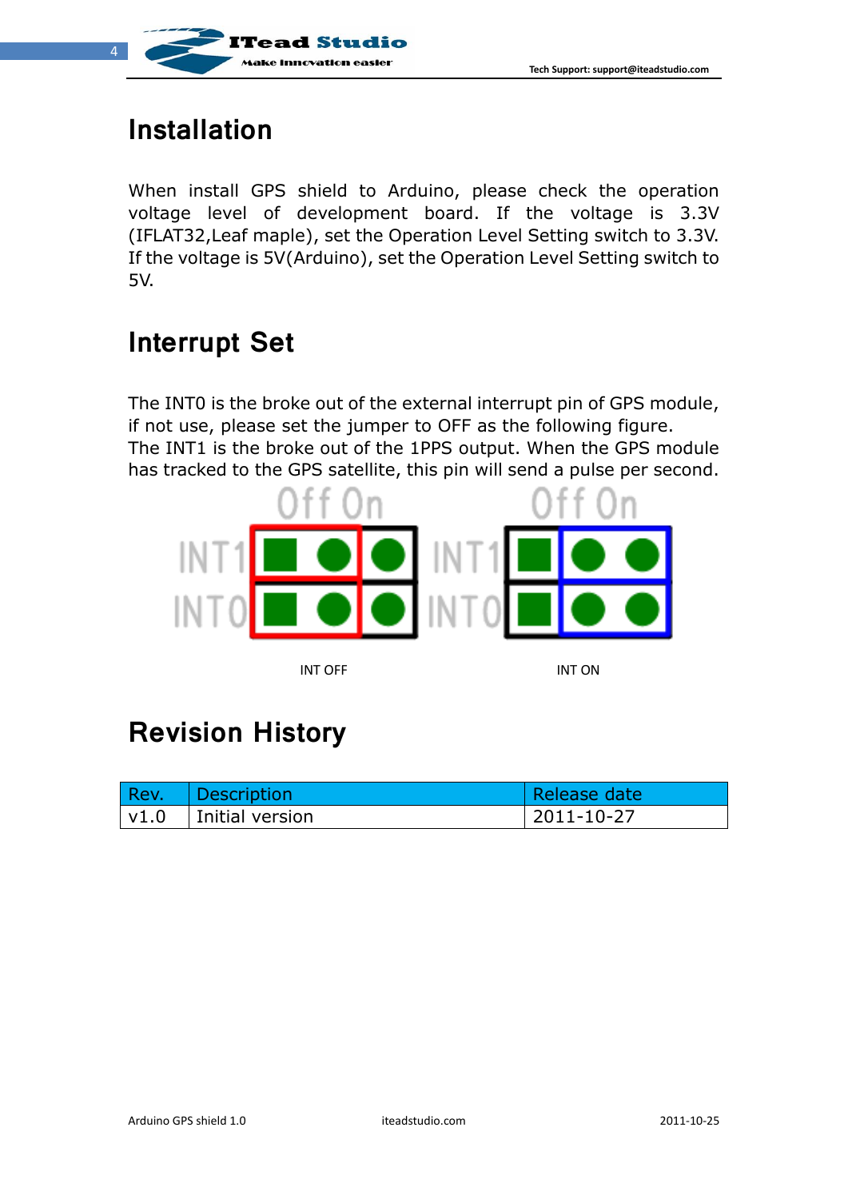# Installation

When install GPS shield to Arduino, please check the operation voltage level of development board. If the voltage is 3.3V (IFLAT32,Leaf maple), set the Operation Level Setting switch to 3.3V. If the voltage is 5V(Arduino), set the Operation Level Setting switch to 5V.

# Interrupt Set

The INT0 is the broke out of the external interrupt pin of GPS module, if not use, please set the jumper to OFF as the following figure.
The INT1 is the broke out of the 1PPS output. When the GPS module has tracked to the GPS satellite, this pin will send a pulse per second.

Off On

INT1

INT0

INT OFF

Off On

INT1

INT0

INT ON

# Revision History

| Rev. | Description | Release date |
|---|---|---|
| v1.0 | Initial version | 2011-10-27 |